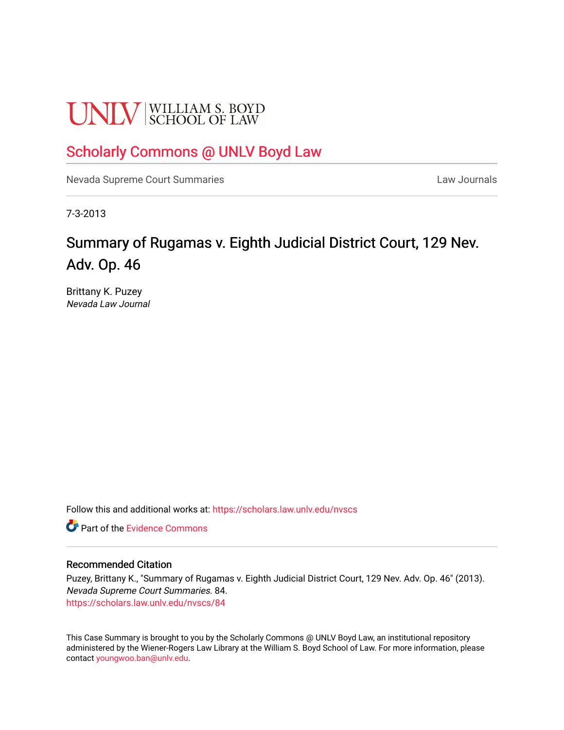UNLV | WILLIAM S. BOYD SCHOOL OF LAW

# Scholarly Commons @ UNLV Boyd Law

Nevada Supreme Court Summaries | Law Journals

7-3-2013

## Summary of Rugamas v. Eighth Judicial District Court, 129 Nev. Adv. Op. 46

Brittany K. Puzey
*Nevada Law Journal*

Follow this and additional works at: https://scholars.law.unlv.edu/nvscs

Part of the Evidence Commons

### Recommended Citation

Puzey, Brittany K., "Summary of Rugamas v. Eighth Judicial District Court, 129 Nev. Adv. Op. 46" (2013). *Nevada Supreme Court Summaries*. 84.
https://scholars.law.unlv.edu/nvscs/84

This Case Summary is brought to you by the Scholarly Commons @ UNLV Boyd Law, an institutional repository administered by the Wiener-Rogers Law Library at the William S. Boyd School of Law. For more information, please contact youngwoo.ban@unlv.edu.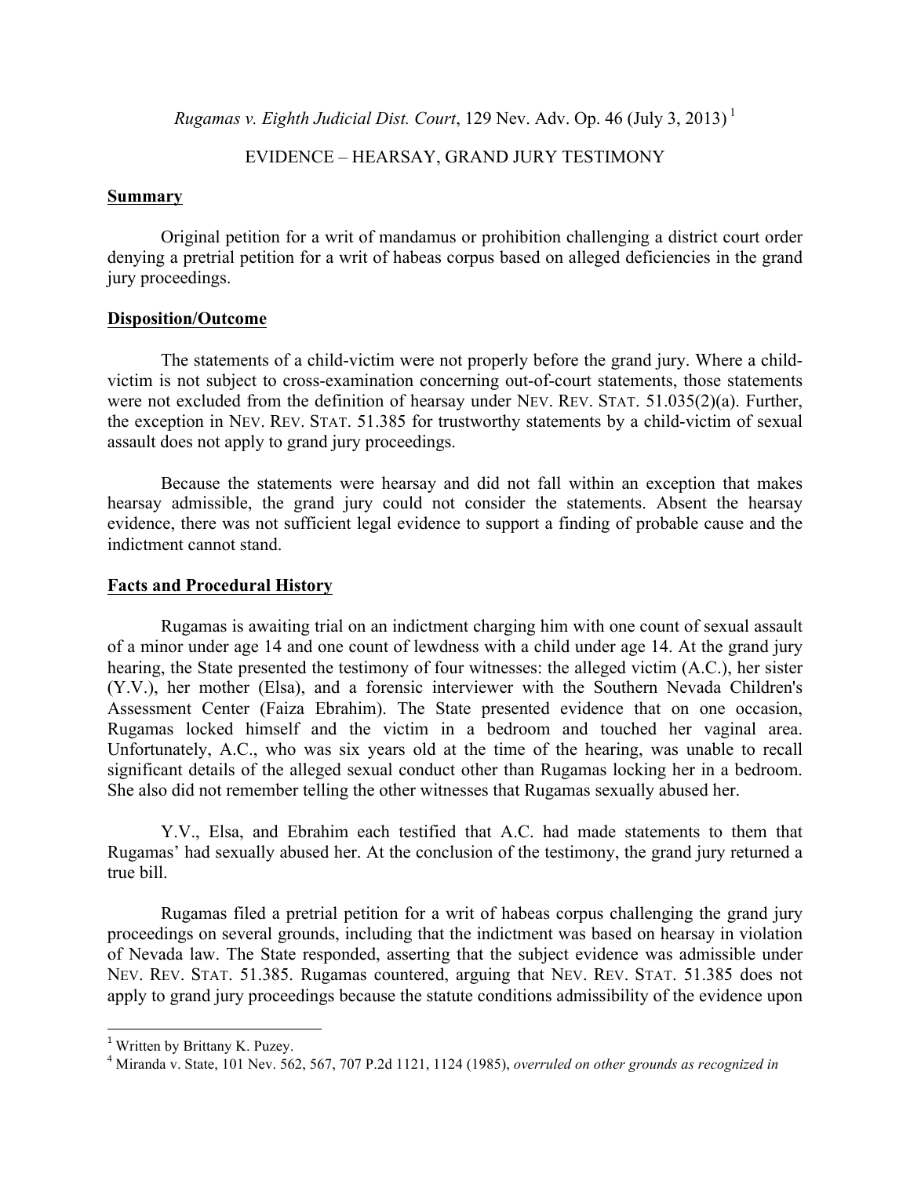*Rugamas v. Eighth Judicial Dist. Court*, 129 Nev. Adv. Op. 46 (July 3, 2013) [1]

EVIDENCE – HEARSAY, GRAND JURY TESTIMONY

**Summary**

Original petition for a writ of mandamus or prohibition challenging a district court order denying a pretrial petition for a writ of habeas corpus based on alleged deficiencies in the grand jury proceedings.

**Disposition/Outcome**

The statements of a child-victim were not properly before the grand jury. Where a child-victim is not subject to cross-examination concerning out-of-court statements, those statements were not excluded from the definition of hearsay under NEV. REV. STAT. 51.035(2)(a). Further, the exception in NEV. REV. STAT. 51.385 for trustworthy statements by a child-victim of sexual assault does not apply to grand jury proceedings.

Because the statements were hearsay and did not fall within an exception that makes hearsay admissible, the grand jury could not consider the statements. Absent the hearsay evidence, there was not sufficient legal evidence to support a finding of probable cause and the indictment cannot stand.

**Facts and Procedural History**

Rugamas is awaiting trial on an indictment charging him with one count of sexual assault of a minor under age 14 and one count of lewdness with a child under age 14. At the grand jury hearing, the State presented the testimony of four witnesses: the alleged victim (A.C.), her sister (Y.V.), her mother (Elsa), and a forensic interviewer with the Southern Nevada Children's Assessment Center (Faiza Ebrahim). The State presented evidence that on one occasion, Rugamas locked himself and the victim in a bedroom and touched her vaginal area. Unfortunately, A.C., who was six years old at the time of the hearing, was unable to recall significant details of the alleged sexual conduct other than Rugamas locking her in a bedroom. She also did not remember telling the other witnesses that Rugamas sexually abused her.

Y.V., Elsa, and Ebrahim each testified that A.C. had made statements to them that Rugamas' had sexually abused her. At the conclusion of the testimony, the grand jury returned a true bill.

Rugamas filed a pretrial petition for a writ of habeas corpus challenging the grand jury proceedings on several grounds, including that the indictment was based on hearsay in violation of Nevada law. The State responded, asserting that the subject evidence was admissible under NEV. REV. STAT. 51.385. Rugamas countered, arguing that NEV. REV. STAT. 51.385 does not apply to grand jury proceedings because the statute conditions admissibility of the evidence upon

---

[1] Written by Brittany K. Puzey.

[4] Miranda v. State, 101 Nev. 562, 567, 707 P.2d 1121, 1124 (1985), *overruled on other grounds as recognized in*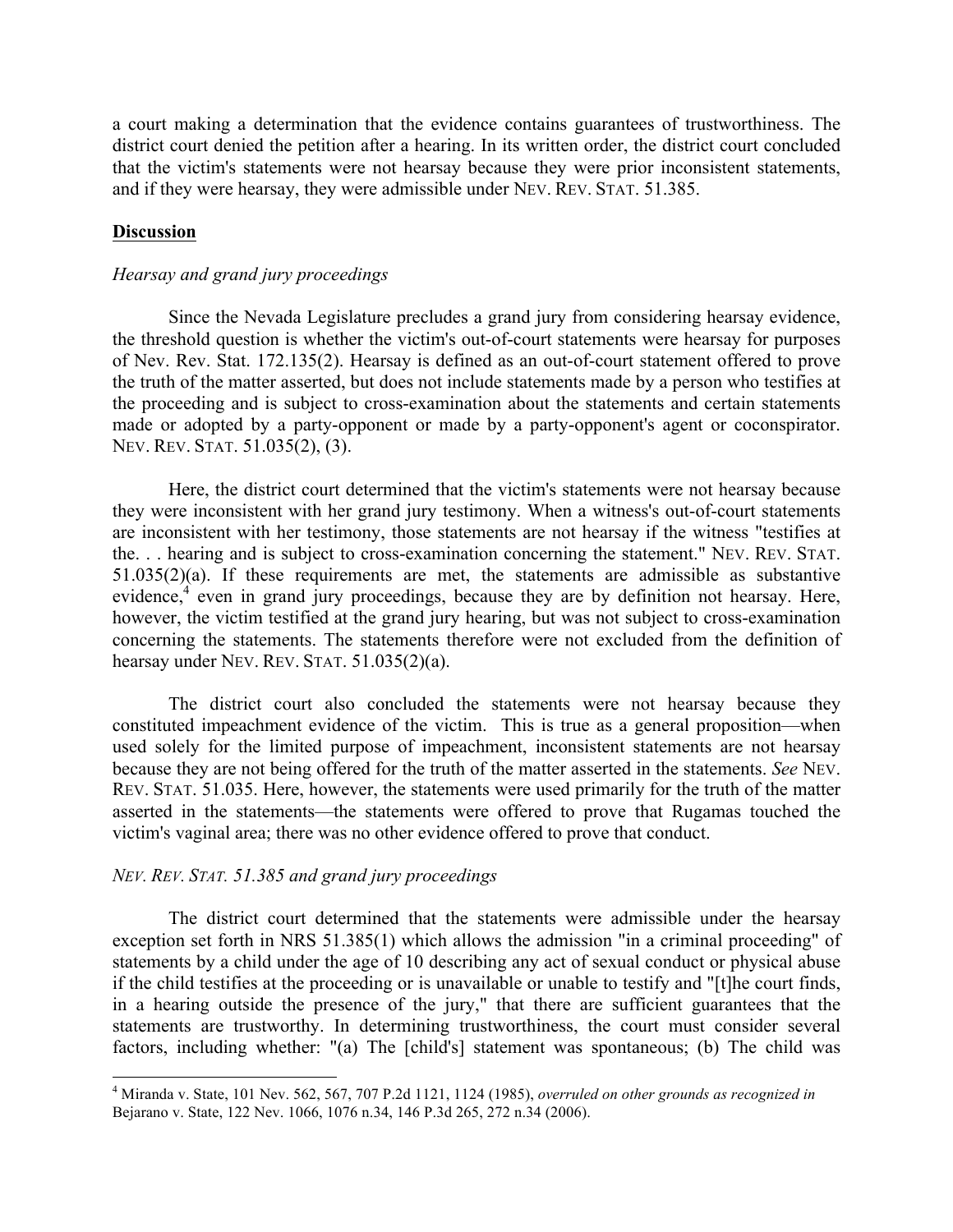a court making a determination that the evidence contains guarantees of trustworthiness. The district court denied the petition after a hearing. In its written order, the district court concluded that the victim's statements were not hearsay because they were prior inconsistent statements, and if they were hearsay, they were admissible under NEV. REV. STAT. 51.385.

**Discussion**

*Hearsay and grand jury proceedings*

Since the Nevada Legislature precludes a grand jury from considering hearsay evidence, the threshold question is whether the victim's out-of-court statements were hearsay for purposes of Nev. Rev. Stat. 172.135(2). Hearsay is defined as an out-of-court statement offered to prove the truth of the matter asserted, but does not include statements made by a person who testifies at the proceeding and is subject to cross-examination about the statements and certain statements made or adopted by a party-opponent or made by a party-opponent's agent or coconspirator. NEV. REV. STAT. 51.035(2), (3).

Here, the district court determined that the victim's statements were not hearsay because they were inconsistent with her grand jury testimony. When a witness's out-of-court statements are inconsistent with her testimony, those statements are not hearsay if the witness "testifies at the. . . hearing and is subject to cross-examination concerning the statement." NEV. REV. STAT. 51.035(2)(a). If these requirements are met, the statements are admissible as substantive evidence,[4] even in grand jury proceedings, because they are by definition not hearsay. Here, however, the victim testified at the grand jury hearing, but was not subject to cross-examination concerning the statements. The statements therefore were not excluded from the definition of hearsay under NEV. REV. STAT. 51.035(2)(a).

The district court also concluded the statements were not hearsay because they constituted impeachment evidence of the victim. This is true as a general proposition—when used solely for the limited purpose of impeachment, inconsistent statements are not hearsay because they are not being offered for the truth of the matter asserted in the statements. *See* NEV. REV. STAT. 51.035. Here, however, the statements were used primarily for the truth of the matter asserted in the statements—the statements were offered to prove that Rugamas touched the victim's vaginal area; there was no other evidence offered to prove that conduct.

*NEV. REV. STAT. 51.385 and grand jury proceedings*

The district court determined that the statements were admissible under the hearsay exception set forth in NRS 51.385(1) which allows the admission "in a criminal proceeding" of statements by a child under the age of 10 describing any act of sexual conduct or physical abuse if the child testifies at the proceeding or is unavailable or unable to testify and "[t]he court finds, in a hearing outside the presence of the jury," that there are sufficient guarantees that the statements are trustworthy. In determining trustworthiness, the court must consider several factors, including whether: "(a) The [child's] statement was spontaneous; (b) The child was

---

[4] Miranda v. State, 101 Nev. 562, 567, 707 P.2d 1121, 1124 (1985), *overruled on other grounds as recognized in* Bejarano v. State, 122 Nev. 1066, 1076 n.34, 146 P.3d 265, 272 n.34 (2006).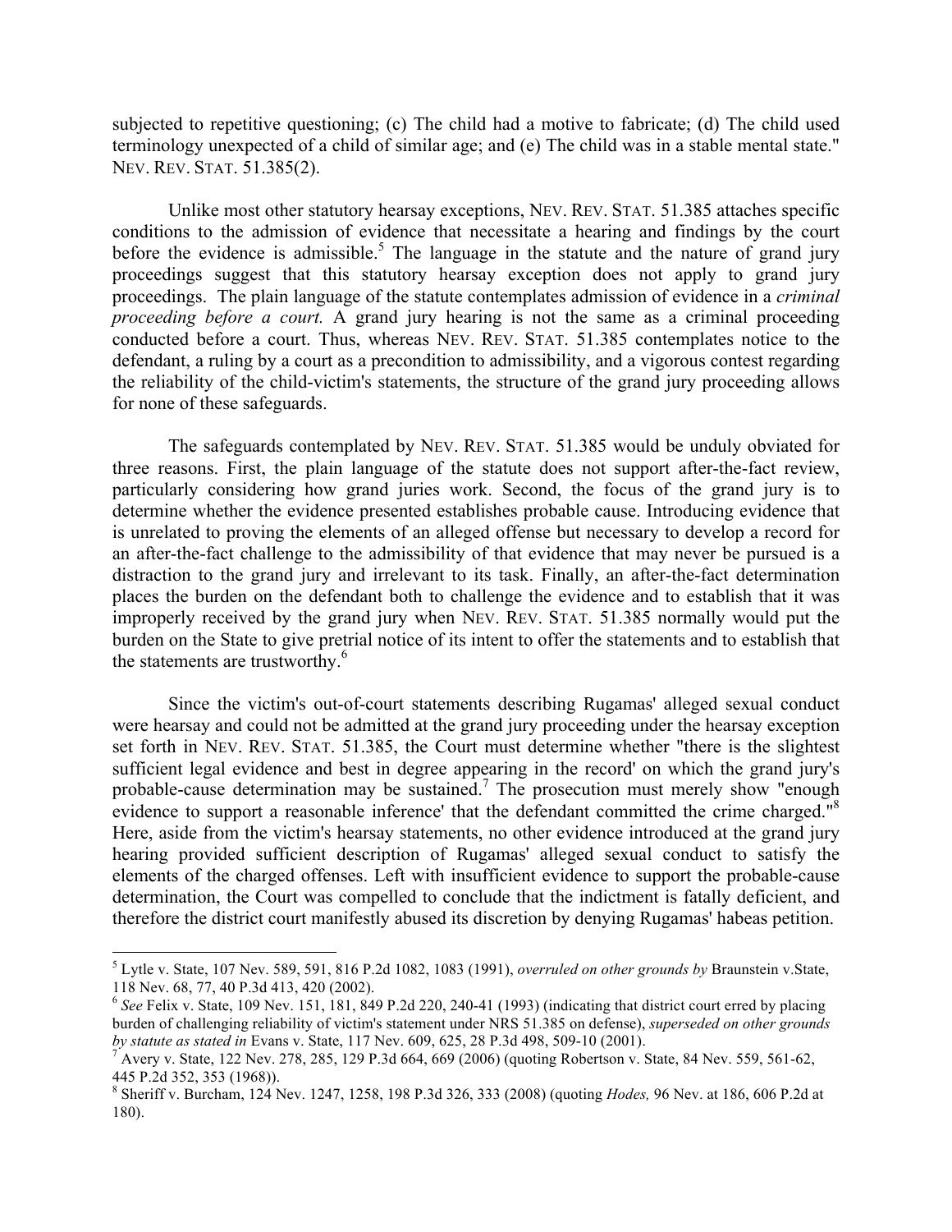subjected to repetitive questioning; (c) The child had a motive to fabricate; (d) The child used terminology unexpected of a child of similar age; and (e) The child was in a stable mental state." NEV. REV. STAT. 51.385(2).

Unlike most other statutory hearsay exceptions, NEV. REV. STAT. 51.385 attaches specific conditions to the admission of evidence that necessitate a hearing and findings by the court before the evidence is admissible.[5] The language in the statute and the nature of grand jury proceedings suggest that this statutory hearsay exception does not apply to grand jury proceedings. The plain language of the statute contemplates admission of evidence in a *criminal proceeding before a court.* A grand jury hearing is not the same as a criminal proceeding conducted before a court. Thus, whereas NEV. REV. STAT. 51.385 contemplates notice to the defendant, a ruling by a court as a precondition to admissibility, and a vigorous contest regarding the reliability of the child-victim's statements, the structure of the grand jury proceeding allows for none of these safeguards.

The safeguards contemplated by NEV. REV. STAT. 51.385 would be unduly obviated for three reasons. First, the plain language of the statute does not support after-the-fact review, particularly considering how grand juries work. Second, the focus of the grand jury is to determine whether the evidence presented establishes probable cause. Introducing evidence that is unrelated to proving the elements of an alleged offense but necessary to develop a record for an after-the-fact challenge to the admissibility of that evidence that may never be pursued is a distraction to the grand jury and irrelevant to its task. Finally, an after-the-fact determination places the burden on the defendant both to challenge the evidence and to establish that it was improperly received by the grand jury when NEV. REV. STAT. 51.385 normally would put the burden on the State to give pretrial notice of its intent to offer the statements and to establish that the statements are trustworthy.[6]

Since the victim's out-of-court statements describing Rugamas' alleged sexual conduct were hearsay and could not be admitted at the grand jury proceeding under the hearsay exception set forth in NEV. REV. STAT. 51.385, the Court must determine whether "there is the slightest sufficient legal evidence and best in degree appearing in the record' on which the grand jury's probable-cause determination may be sustained.[7] The prosecution must merely show "enough evidence to support a reasonable inference' that the defendant committed the crime charged."[8] Here, aside from the victim's hearsay statements, no other evidence introduced at the grand jury hearing provided sufficient description of Rugamas' alleged sexual conduct to satisfy the elements of the charged offenses. Left with insufficient evidence to support the probable-cause determination, the Court was compelled to conclude that the indictment is fatally deficient, and therefore the district court manifestly abused its discretion by denying Rugamas' habeas petition.

---

[5] Lytle v. State, 107 Nev. 589, 591, 816 P.2d 1082, 1083 (1991), *overruled on other grounds by* Braunstein v.State, 118 Nev. 68, 77, 40 P.3d 413, 420 (2002).

[6] *See* Felix v. State, 109 Nev. 151, 181, 849 P.2d 220, 240-41 (1993) (indicating that district court erred by placing burden of challenging reliability of victim's statement under NRS 51.385 on defense), *superseded on other grounds by statute as stated in* Evans v. State, 117 Nev. 609, 625, 28 P.3d 498, 509-10 (2001).

[7] Avery v. State, 122 Nev. 278, 285, 129 P.3d 664, 669 (2006) (quoting Robertson v. State, 84 Nev. 559, 561-62, 445 P.2d 352, 353 (1968)).

[8] Sheriff v. Burcham, 124 Nev. 1247, 1258, 198 P.3d 326, 333 (2008) (quoting *Hodes,* 96 Nev. at 186, 606 P.2d at 180).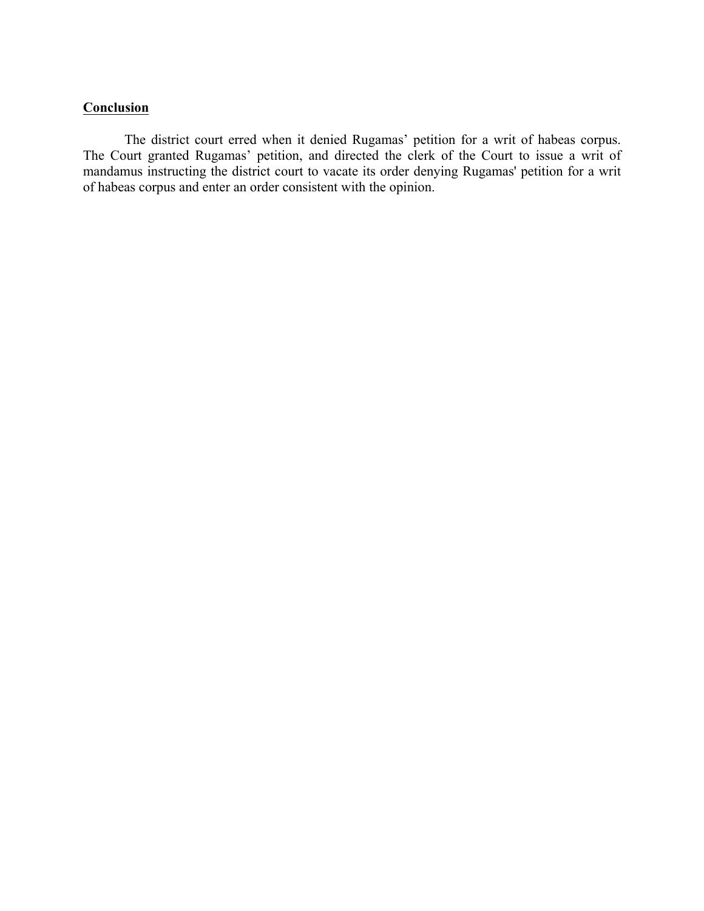**Conclusion**

The district court erred when it denied Rugamas' petition for a writ of habeas corpus. The Court granted Rugamas' petition, and directed the clerk of the Court to issue a writ of mandamus instructing the district court to vacate its order denying Rugamas' petition for a writ of habeas corpus and enter an order consistent with the opinion.